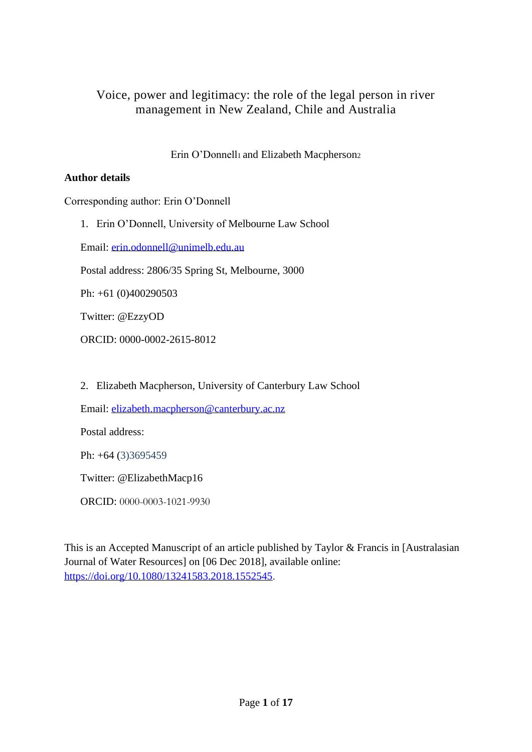# Voice, power and legitimacy: the role of the legal person in river management in New Zealand, Chile and Australia

Erin O'Donnell[1] and Elizabeth Macpherson[2]

**Author details**

Corresponding author: Erin O'Donnell

1. Erin O'Donnell, University of Melbourne Law School

   Email: erin.odonnell@unimelb.edu.au

   Postal address: 2806/35 Spring St, Melbourne, 3000

   Ph: +61 (0)400290503

   Twitter: @EzzyOD

   ORCID: 0000-0002-2615-8012

2. Elizabeth Macpherson, University of Canterbury Law School

   Email: elizabeth.macpherson@canterbury.ac.nz

   Postal address:

   Ph: +64 (3)3695459

   Twitter: @ElizabethMacp16

   ORCID: 0000-0003-1021-9930

This is an Accepted Manuscript of an article published by Taylor & Francis in [Australasian Journal of Water Resources] on [06 Dec 2018], available online: https://doi.org/10.1080/13241583.2018.1552545.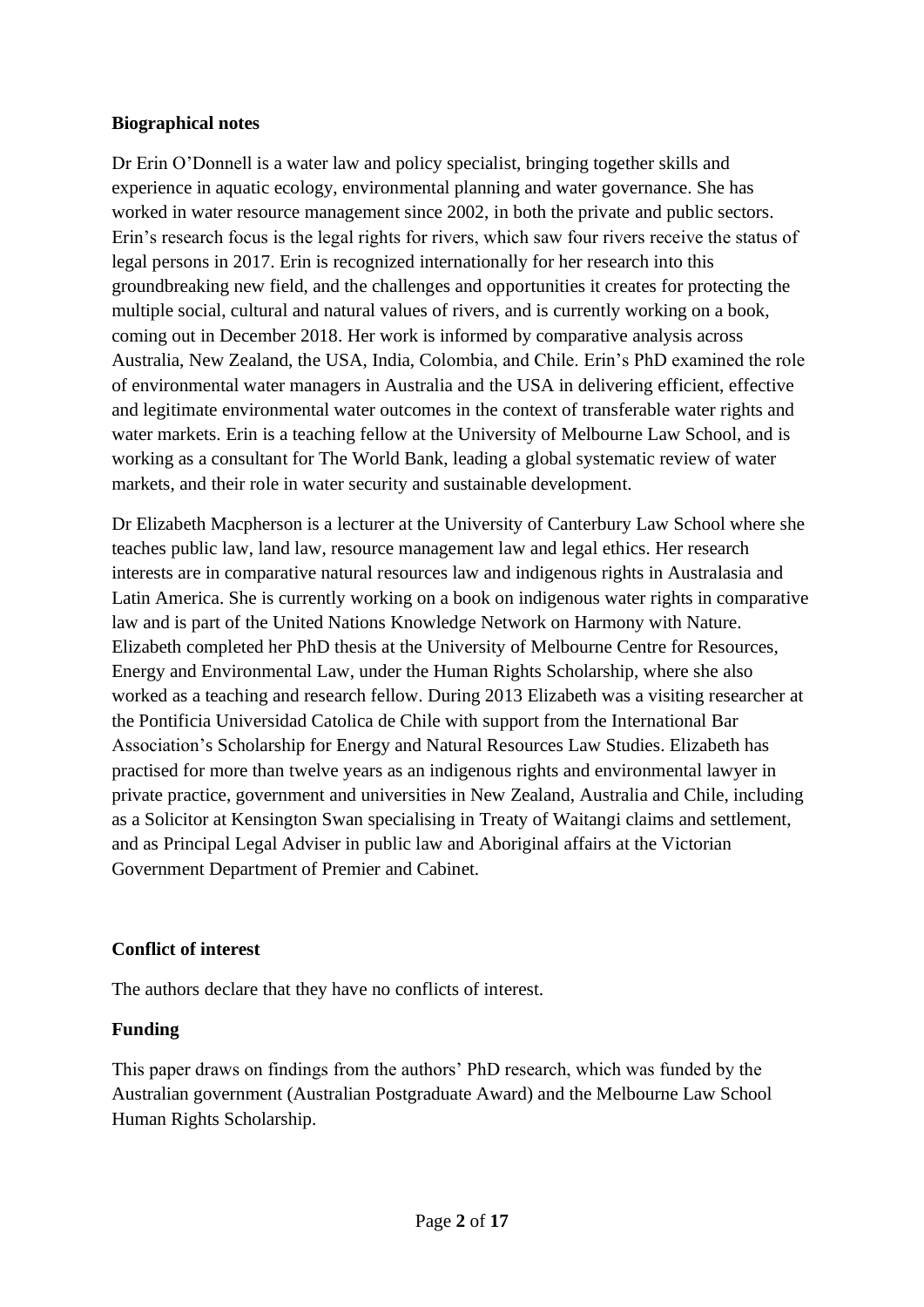**Biographical notes**

Dr Erin O'Donnell is a water law and policy specialist, bringing together skills and experience in aquatic ecology, environmental planning and water governance. She has worked in water resource management since 2002, in both the private and public sectors. Erin's research focus is the legal rights for rivers, which saw four rivers receive the status of legal persons in 2017. Erin is recognized internationally for her research into this groundbreaking new field, and the challenges and opportunities it creates for protecting the multiple social, cultural and natural values of rivers, and is currently working on a book, coming out in December 2018. Her work is informed by comparative analysis across Australia, New Zealand, the USA, India, Colombia, and Chile. Erin's PhD examined the role of environmental water managers in Australia and the USA in delivering efficient, effective and legitimate environmental water outcomes in the context of transferable water rights and water markets. Erin is a teaching fellow at the University of Melbourne Law School, and is working as a consultant for The World Bank, leading a global systematic review of water markets, and their role in water security and sustainable development.

Dr Elizabeth Macpherson is a lecturer at the University of Canterbury Law School where she teaches public law, land law, resource management law and legal ethics. Her research interests are in comparative natural resources law and indigenous rights in Australasia and Latin America. She is currently working on a book on indigenous water rights in comparative law and is part of the United Nations Knowledge Network on Harmony with Nature. Elizabeth completed her PhD thesis at the University of Melbourne Centre for Resources, Energy and Environmental Law, under the Human Rights Scholarship, where she also worked as a teaching and research fellow. During 2013 Elizabeth was a visiting researcher at the Pontificia Universidad Catolica de Chile with support from the International Bar Association's Scholarship for Energy and Natural Resources Law Studies. Elizabeth has practised for more than twelve years as an indigenous rights and environmental lawyer in private practice, government and universities in New Zealand, Australia and Chile, including as a Solicitor at Kensington Swan specialising in Treaty of Waitangi claims and settlement, and as Principal Legal Adviser in public law and Aboriginal affairs at the Victorian Government Department of Premier and Cabinet.

**Conflict of interest**

The authors declare that they have no conflicts of interest.

**Funding**

This paper draws on findings from the authors' PhD research, which was funded by the Australian government (Australian Postgraduate Award) and the Melbourne Law School Human Rights Scholarship.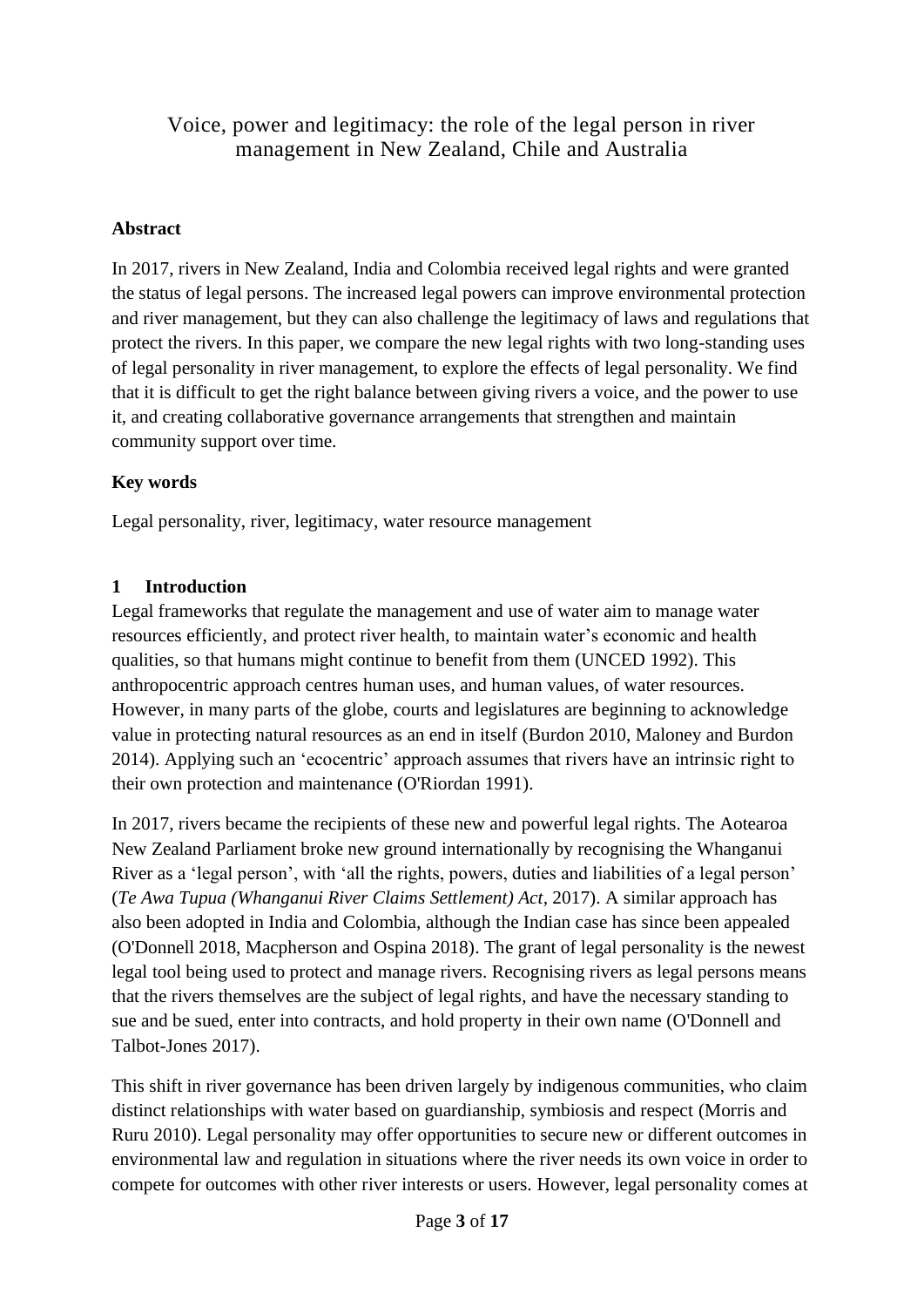# Voice, power and legitimacy: the role of the legal person in river management in New Zealand, Chile and Australia

## Abstract

In 2017, rivers in New Zealand, India and Colombia received legal rights and were granted the status of legal persons. The increased legal powers can improve environmental protection and river management, but they can also challenge the legitimacy of laws and regulations that protect the rivers. In this paper, we compare the new legal rights with two long-standing uses of legal personality in river management, to explore the effects of legal personality. We find that it is difficult to get the right balance between giving rivers a voice, and the power to use it, and creating collaborative governance arrangements that strengthen and maintain community support over time.

## Key words

Legal personality, river, legitimacy, water resource management

## 1 Introduction

Legal frameworks that regulate the management and use of water aim to manage water resources efficiently, and protect river health, to maintain water's economic and health qualities, so that humans might continue to benefit from them (UNCED 1992). This anthropocentric approach centres human uses, and human values, of water resources. However, in many parts of the globe, courts and legislatures are beginning to acknowledge value in protecting natural resources as an end in itself (Burdon 2010, Maloney and Burdon 2014). Applying such an 'ecocentric' approach assumes that rivers have an intrinsic right to their own protection and maintenance (O'Riordan 1991).

In 2017, rivers became the recipients of these new and powerful legal rights. The Aotearoa New Zealand Parliament broke new ground internationally by recognising the Whanganui River as a 'legal person', with 'all the rights, powers, duties and liabilities of a legal person' (*Te Awa Tupua (Whanganui River Claims Settlement) Act*, 2017). A similar approach has also been adopted in India and Colombia, although the Indian case has since been appealed (O'Donnell 2018, Macpherson and Ospina 2018). The grant of legal personality is the newest legal tool being used to protect and manage rivers. Recognising rivers as legal persons means that the rivers themselves are the subject of legal rights, and have the necessary standing to sue and be sued, enter into contracts, and hold property in their own name (O'Donnell and Talbot-Jones 2017).

This shift in river governance has been driven largely by indigenous communities, who claim distinct relationships with water based on guardianship, symbiosis and respect (Morris and Ruru 2010). Legal personality may offer opportunities to secure new or different outcomes in environmental law and regulation in situations where the river needs its own voice in order to compete for outcomes with other river interests or users. However, legal personality comes at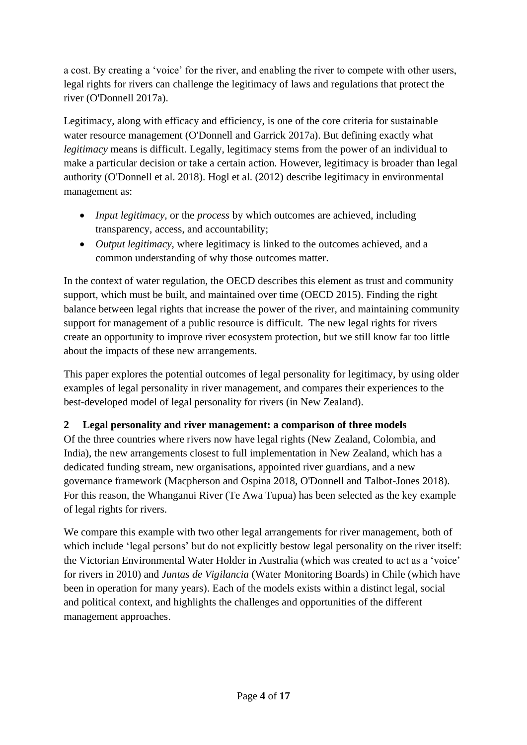a cost. By creating a 'voice' for the river, and enabling the river to compete with other users, legal rights for rivers can challenge the legitimacy of laws and regulations that protect the river (O'Donnell 2017a).

Legitimacy, along with efficacy and efficiency, is one of the core criteria for sustainable water resource management (O'Donnell and Garrick 2017a). But defining exactly what *legitimacy* means is difficult. Legally, legitimacy stems from the power of an individual to make a particular decision or take a certain action. However, legitimacy is broader than legal authority (O'Donnell et al. 2018). Hogl et al. (2012) describe legitimacy in environmental management as:

- *Input legitimacy*, or the *process* by which outcomes are achieved, including transparency, access, and accountability;
- *Output legitimacy*, where legitimacy is linked to the outcomes achieved, and a common understanding of why those outcomes matter.

In the context of water regulation, the OECD describes this element as trust and community support, which must be built, and maintained over time (OECD 2015). Finding the right balance between legal rights that increase the power of the river, and maintaining community support for management of a public resource is difficult. The new legal rights for rivers create an opportunity to improve river ecosystem protection, but we still know far too little about the impacts of these new arrangements.

This paper explores the potential outcomes of legal personality for legitimacy, by using older examples of legal personality in river management, and compares their experiences to the best-developed model of legal personality for rivers (in New Zealand).

## 2 Legal personality and river management: a comparison of three models

Of the three countries where rivers now have legal rights (New Zealand, Colombia, and India), the new arrangements closest to full implementation in New Zealand, which has a dedicated funding stream, new organisations, appointed river guardians, and a new governance framework (Macpherson and Ospina 2018, O'Donnell and Talbot-Jones 2018). For this reason, the Whanganui River (Te Awa Tupua) has been selected as the key example of legal rights for rivers.

We compare this example with two other legal arrangements for river management, both of which include 'legal persons' but do not explicitly bestow legal personality on the river itself: the Victorian Environmental Water Holder in Australia (which was created to act as a 'voice' for rivers in 2010) and *Juntas de Vigilancia* (Water Monitoring Boards) in Chile (which have been in operation for many years). Each of the models exists within a distinct legal, social and political context, and highlights the challenges and opportunities of the different management approaches.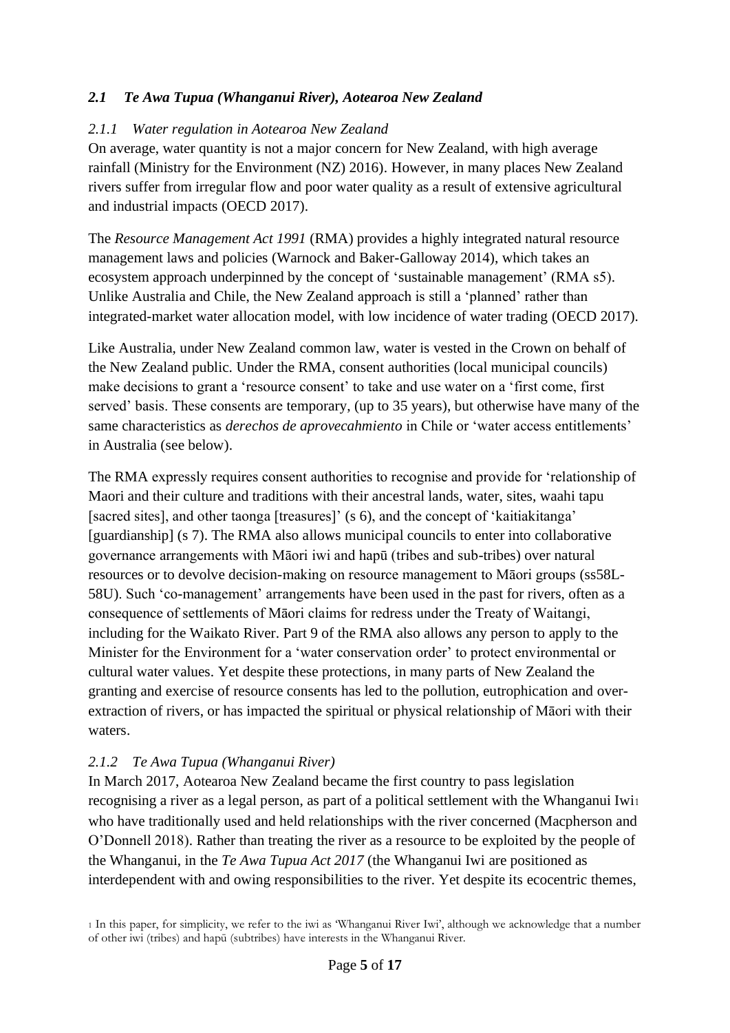## *2.1 Te Awa Tupua (Whanganui River), Aotearoa New Zealand*

### *2.1.1 Water regulation in Aotearoa New Zealand*

On average, water quantity is not a major concern for New Zealand, with high average rainfall (Ministry for the Environment (NZ) 2016). However, in many places New Zealand rivers suffer from irregular flow and poor water quality as a result of extensive agricultural and industrial impacts (OECD 2017).

The *Resource Management Act 1991* (RMA) provides a highly integrated natural resource management laws and policies (Warnock and Baker-Galloway 2014), which takes an ecosystem approach underpinned by the concept of 'sustainable management' (RMA s5). Unlike Australia and Chile, the New Zealand approach is still a 'planned' rather than integrated-market water allocation model, with low incidence of water trading (OECD 2017).

Like Australia, under New Zealand common law, water is vested in the Crown on behalf of the New Zealand public. Under the RMA, consent authorities (local municipal councils) make decisions to grant a 'resource consent' to take and use water on a 'first come, first served' basis. These consents are temporary, (up to 35 years), but otherwise have many of the same characteristics as *derechos de aprovecahmiento* in Chile or 'water access entitlements' in Australia (see below).

The RMA expressly requires consent authorities to recognise and provide for 'relationship of Maori and their culture and traditions with their ancestral lands, water, sites, waahi tapu [sacred sites], and other taonga [treasures]' (s 6), and the concept of 'kaitiakitanga' [guardianship] (s 7). The RMA also allows municipal councils to enter into collaborative governance arrangements with Māori iwi and hapū (tribes and sub-tribes) over natural resources or to devolve decision-making on resource management to Māori groups (ss58L-58U). Such 'co-management' arrangements have been used in the past for rivers, often as a consequence of settlements of Māori claims for redress under the Treaty of Waitangi, including for the Waikato River. Part 9 of the RMA also allows any person to apply to the Minister for the Environment for a 'water conservation order' to protect environmental or cultural water values. Yet despite these protections, in many parts of New Zealand the granting and exercise of resource consents has led to the pollution, eutrophication and over-extraction of rivers, or has impacted the spiritual or physical relationship of Māori with their waters.

### *2.1.2 Te Awa Tupua (Whanganui River)*

In March 2017, Aotearoa New Zealand became the first country to pass legislation recognising a river as a legal person, as part of a political settlement with the Whanganui Iwi[1] who have traditionally used and held relationships with the river concerned (Macpherson and O'Donnell 2018). Rather than treating the river as a resource to be exploited by the people of the Whanganui, in the *Te Awa Tupua Act 2017* (the Whanganui Iwi are positioned as interdependent with and owing responsibilities to the river. Yet despite its ecocentric themes,

[1] In this paper, for simplicity, we refer to the iwi as 'Whanganui River Iwi', although we acknowledge that a number of other iwi (tribes) and hapū (subtribes) have interests in the Whanganui River.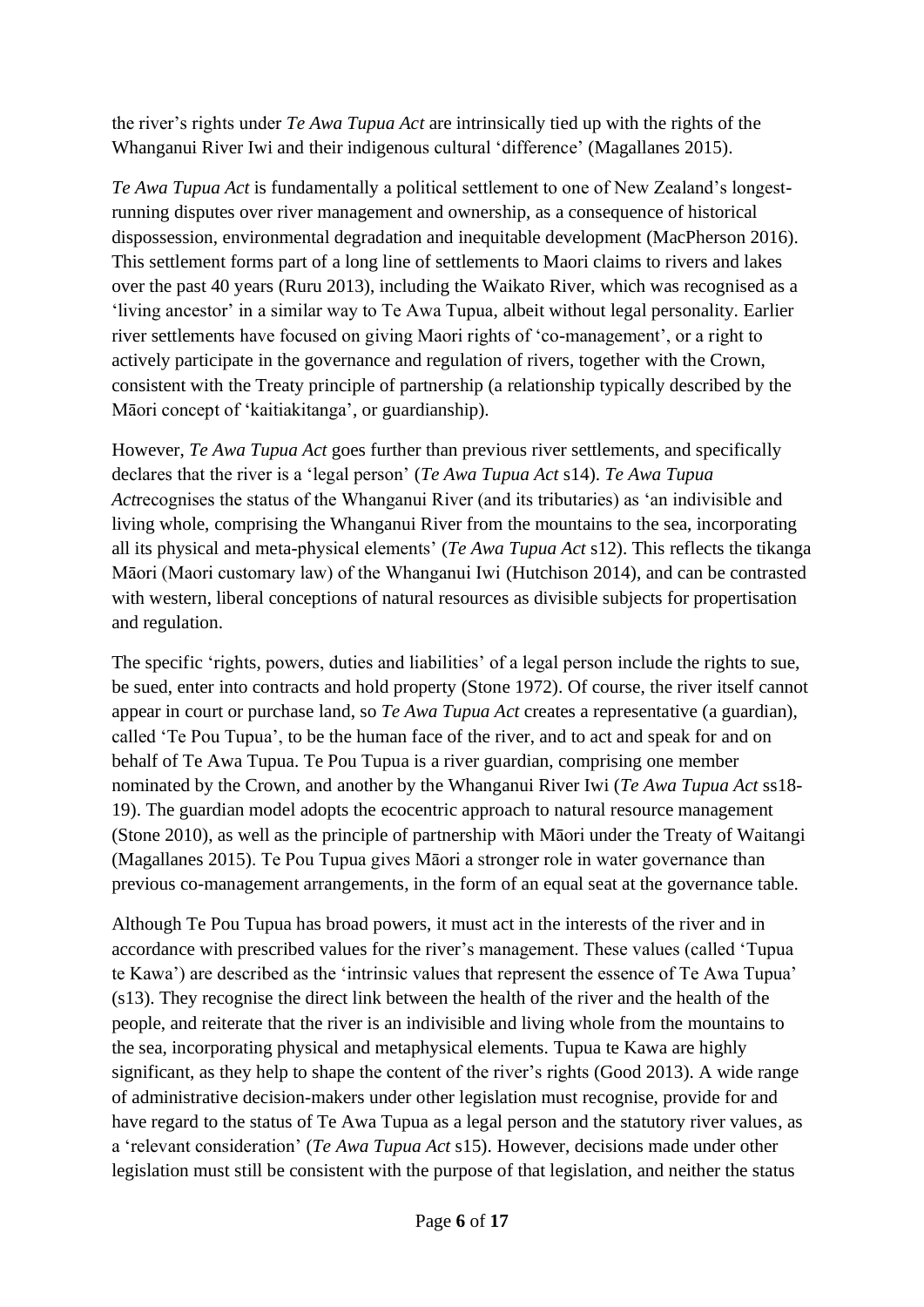the river's rights under *Te Awa Tupua Act* are intrinsically tied up with the rights of the Whanganui River Iwi and their indigenous cultural 'difference' (Magallanes 2015).

*Te Awa Tupua Act* is fundamentally a political settlement to one of New Zealand's longest-running disputes over river management and ownership, as a consequence of historical dispossession, environmental degradation and inequitable development (MacPherson 2016). This settlement forms part of a long line of settlements to Maori claims to rivers and lakes over the past 40 years (Ruru 2013), including the Waikato River, which was recognised as a 'living ancestor' in a similar way to Te Awa Tupua, albeit without legal personality. Earlier river settlements have focused on giving Maori rights of 'co-management', or a right to actively participate in the governance and regulation of rivers, together with the Crown, consistent with the Treaty principle of partnership (a relationship typically described by the Māori concept of 'kaitiakitanga', or guardianship).

However, *Te Awa Tupua Act* goes further than previous river settlements, and specifically declares that the river is a 'legal person' (*Te Awa Tupua Act* s14). *Te Awa Tupua Act*recognises the status of the Whanganui River (and its tributaries) as 'an indivisible and living whole, comprising the Whanganui River from the mountains to the sea, incorporating all its physical and meta-physical elements' (*Te Awa Tupua Act* s12). This reflects the tikanga Māori (Maori customary law) of the Whanganui Iwi (Hutchison 2014), and can be contrasted with western, liberal conceptions of natural resources as divisible subjects for propertisation and regulation.

The specific 'rights, powers, duties and liabilities' of a legal person include the rights to sue, be sued, enter into contracts and hold property (Stone 1972). Of course, the river itself cannot appear in court or purchase land, so *Te Awa Tupua Act* creates a representative (a guardian), called 'Te Pou Tupua', to be the human face of the river, and to act and speak for and on behalf of Te Awa Tupua. Te Pou Tupua is a river guardian, comprising one member nominated by the Crown, and another by the Whanganui River Iwi (*Te Awa Tupua Act* ss18-19). The guardian model adopts the ecocentric approach to natural resource management (Stone 2010), as well as the principle of partnership with Māori under the Treaty of Waitangi (Magallanes 2015). Te Pou Tupua gives Māori a stronger role in water governance than previous co-management arrangements, in the form of an equal seat at the governance table.

Although Te Pou Tupua has broad powers, it must act in the interests of the river and in accordance with prescribed values for the river's management. These values (called 'Tupua te Kawa') are described as the 'intrinsic values that represent the essence of Te Awa Tupua' (s13). They recognise the direct link between the health of the river and the health of the people, and reiterate that the river is an indivisible and living whole from the mountains to the sea, incorporating physical and metaphysical elements. Tupua te Kawa are highly significant, as they help to shape the content of the river's rights (Good 2013). A wide range of administrative decision-makers under other legislation must recognise, provide for and have regard to the status of Te Awa Tupua as a legal person and the statutory river values, as a 'relevant consideration' (*Te Awa Tupua Act* s15). However, decisions made under other legislation must still be consistent with the purpose of that legislation, and neither the status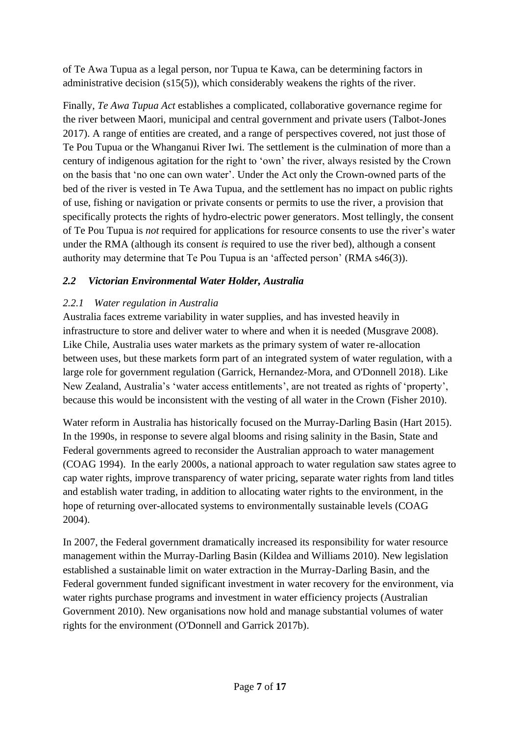of Te Awa Tupua as a legal person, nor Tupua te Kawa, can be determining factors in administrative decision (s15(5)), which considerably weakens the rights of the river.

Finally, *Te Awa Tupua Act* establishes a complicated, collaborative governance regime for the river between Maori, municipal and central government and private users (Talbot-Jones 2017). A range of entities are created, and a range of perspectives covered, not just those of Te Pou Tupua or the Whanganui River Iwi. The settlement is the culmination of more than a century of indigenous agitation for the right to 'own' the river, always resisted by the Crown on the basis that 'no one can own water'. Under the Act only the Crown-owned parts of the bed of the river is vested in Te Awa Tupua, and the settlement has no impact on public rights of use, fishing or navigation or private consents or permits to use the river, a provision that specifically protects the rights of hydro-electric power generators. Most tellingly, the consent of Te Pou Tupua is *not* required for applications for resource consents to use the river's water under the RMA (although its consent *is* required to use the river bed), although a consent authority may determine that Te Pou Tupua is an 'affected person' (RMA s46(3)).

## *2.2 Victorian Environmental Water Holder, Australia*

### *2.2.1 Water regulation in Australia*

Australia faces extreme variability in water supplies, and has invested heavily in infrastructure to store and deliver water to where and when it is needed (Musgrave 2008). Like Chile, Australia uses water markets as the primary system of water re-allocation between uses, but these markets form part of an integrated system of water regulation, with a large role for government regulation (Garrick, Hernandez-Mora, and O'Donnell 2018). Like New Zealand, Australia's 'water access entitlements', are not treated as rights of 'property', because this would be inconsistent with the vesting of all water in the Crown (Fisher 2010).

Water reform in Australia has historically focused on the Murray-Darling Basin (Hart 2015). In the 1990s, in response to severe algal blooms and rising salinity in the Basin, State and Federal governments agreed to reconsider the Australian approach to water management (COAG 1994). In the early 2000s, a national approach to water regulation saw states agree to cap water rights, improve transparency of water pricing, separate water rights from land titles and establish water trading, in addition to allocating water rights to the environment, in the hope of returning over-allocated systems to environmentally sustainable levels (COAG 2004).

In 2007, the Federal government dramatically increased its responsibility for water resource management within the Murray-Darling Basin (Kildea and Williams 2010). New legislation established a sustainable limit on water extraction in the Murray-Darling Basin, and the Federal government funded significant investment in water recovery for the environment, via water rights purchase programs and investment in water efficiency projects (Australian Government 2010). New organisations now hold and manage substantial volumes of water rights for the environment (O'Donnell and Garrick 2017b).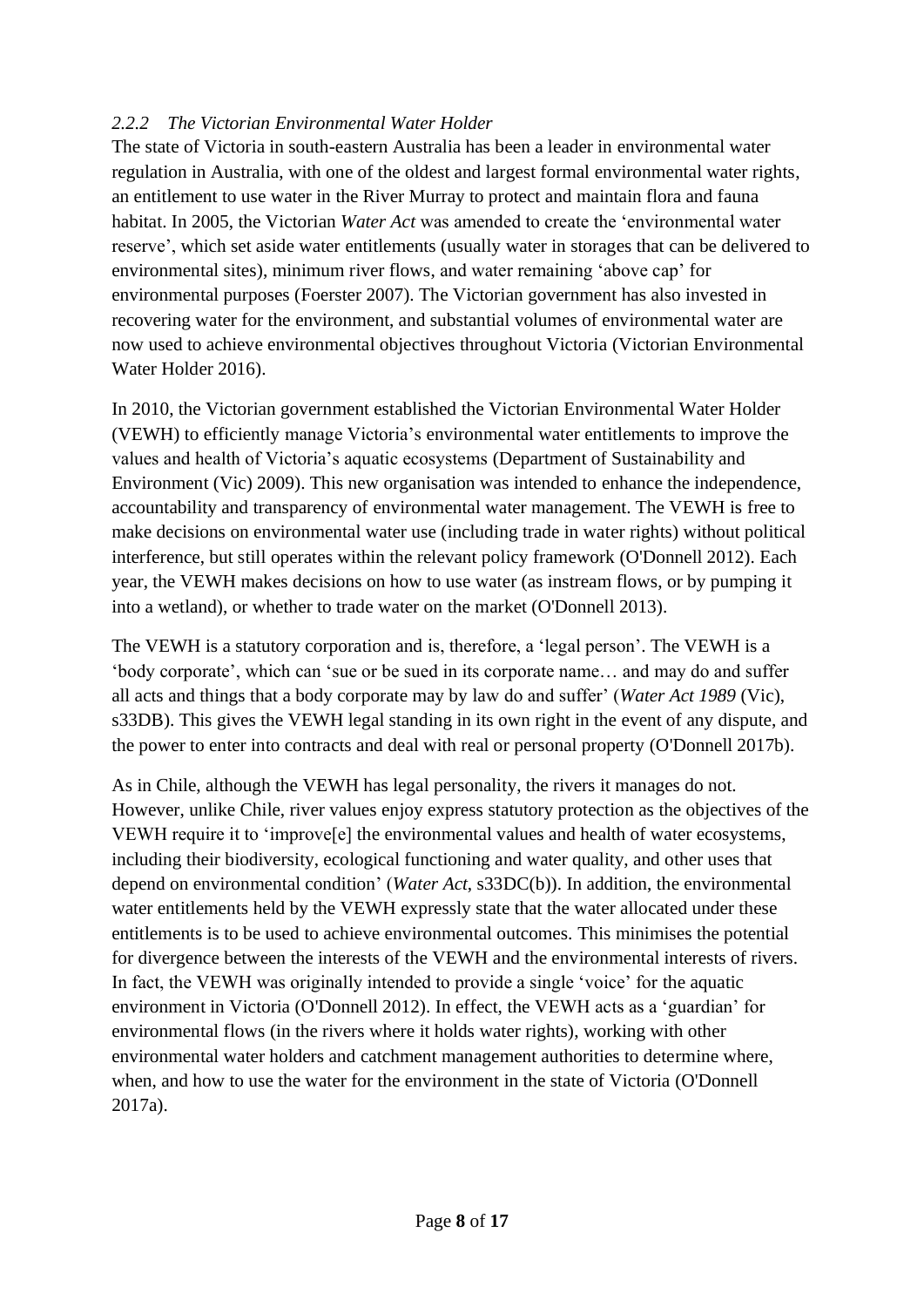### *2.2.2 The Victorian Environmental Water Holder*

The state of Victoria in south-eastern Australia has been a leader in environmental water regulation in Australia, with one of the oldest and largest formal environmental water rights, an entitlement to use water in the River Murray to protect and maintain flora and fauna habitat. In 2005, the Victorian *Water Act* was amended to create the 'environmental water reserve', which set aside water entitlements (usually water in storages that can be delivered to environmental sites), minimum river flows, and water remaining 'above cap' for environmental purposes (Foerster 2007). The Victorian government has also invested in recovering water for the environment, and substantial volumes of environmental water are now used to achieve environmental objectives throughout Victoria (Victorian Environmental Water Holder 2016).

In 2010, the Victorian government established the Victorian Environmental Water Holder (VEWH) to efficiently manage Victoria's environmental water entitlements to improve the values and health of Victoria's aquatic ecosystems (Department of Sustainability and Environment (Vic) 2009). This new organisation was intended to enhance the independence, accountability and transparency of environmental water management. The VEWH is free to make decisions on environmental water use (including trade in water rights) without political interference, but still operates within the relevant policy framework (O'Donnell 2012). Each year, the VEWH makes decisions on how to use water (as instream flows, or by pumping it into a wetland), or whether to trade water on the market (O'Donnell 2013).

The VEWH is a statutory corporation and is, therefore, a 'legal person'. The VEWH is a 'body corporate', which can 'sue or be sued in its corporate name… and may do and suffer all acts and things that a body corporate may by law do and suffer' (*Water Act 1989* (Vic), s33DB). This gives the VEWH legal standing in its own right in the event of any dispute, and the power to enter into contracts and deal with real or personal property (O'Donnell 2017b).

As in Chile, although the VEWH has legal personality, the rivers it manages do not. However, unlike Chile, river values enjoy express statutory protection as the objectives of the VEWH require it to 'improve[e] the environmental values and health of water ecosystems, including their biodiversity, ecological functioning and water quality, and other uses that depend on environmental condition' (*Water Act*, s33DC(b)). In addition, the environmental water entitlements held by the VEWH expressly state that the water allocated under these entitlements is to be used to achieve environmental outcomes. This minimises the potential for divergence between the interests of the VEWH and the environmental interests of rivers. In fact, the VEWH was originally intended to provide a single 'voice' for the aquatic environment in Victoria (O'Donnell 2012). In effect, the VEWH acts as a 'guardian' for environmental flows (in the rivers where it holds water rights), working with other environmental water holders and catchment management authorities to determine where, when, and how to use the water for the environment in the state of Victoria (O'Donnell 2017a).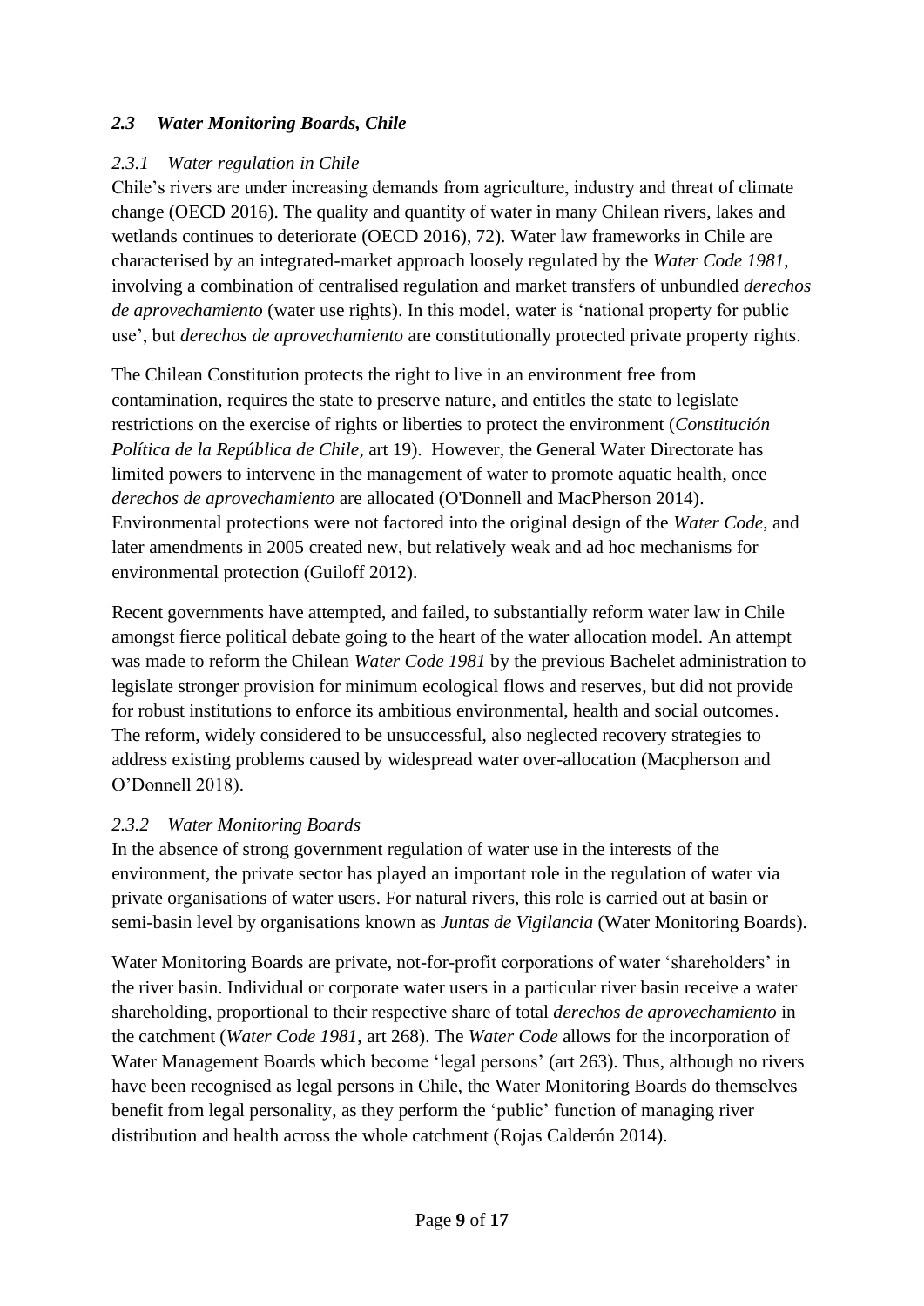### *2.3 Water Monitoring Boards, Chile*

#### *2.3.1 Water regulation in Chile*

Chile's rivers are under increasing demands from agriculture, industry and threat of climate change (OECD 2016). The quality and quantity of water in many Chilean rivers, lakes and wetlands continues to deteriorate (OECD 2016), 72). Water law frameworks in Chile are characterised by an integrated-market approach loosely regulated by the *Water Code 1981*, involving a combination of centralised regulation and market transfers of unbundled *derechos de aprovechamiento* (water use rights). In this model, water is 'national property for public use', but *derechos de aprovechamiento* are constitutionally protected private property rights.

The Chilean Constitution protects the right to live in an environment free from contamination, requires the state to preserve nature, and entitles the state to legislate restrictions on the exercise of rights or liberties to protect the environment (*Constitución Política de la República de Chile,* art 19). However, the General Water Directorate has limited powers to intervene in the management of water to promote aquatic health, once *derechos de aprovechamiento* are allocated (O'Donnell and MacPherson 2014). Environmental protections were not factored into the original design of the *Water Code,* and later amendments in 2005 created new, but relatively weak and ad hoc mechanisms for environmental protection (Guiloff 2012).

Recent governments have attempted, and failed, to substantially reform water law in Chile amongst fierce political debate going to the heart of the water allocation model. An attempt was made to reform the Chilean *Water Code 1981* by the previous Bachelet administration to legislate stronger provision for minimum ecological flows and reserves, but did not provide for robust institutions to enforce its ambitious environmental, health and social outcomes. The reform, widely considered to be unsuccessful, also neglected recovery strategies to address existing problems caused by widespread water over-allocation (Macpherson and O'Donnell 2018).

#### *2.3.2 Water Monitoring Boards*

In the absence of strong government regulation of water use in the interests of the environment, the private sector has played an important role in the regulation of water via private organisations of water users. For natural rivers, this role is carried out at basin or semi-basin level by organisations known as *Juntas de Vigilancia* (Water Monitoring Boards).

Water Monitoring Boards are private, not-for-profit corporations of water 'shareholders' in the river basin. Individual or corporate water users in a particular river basin receive a water shareholding, proportional to their respective share of total *derechos de aprovechamiento* in the catchment (*Water Code 1981*, art 268). The *Water Code* allows for the incorporation of Water Management Boards which become 'legal persons' (art 263). Thus, although no rivers have been recognised as legal persons in Chile, the Water Monitoring Boards do themselves benefit from legal personality, as they perform the 'public' function of managing river distribution and health across the whole catchment (Rojas Calderón 2014).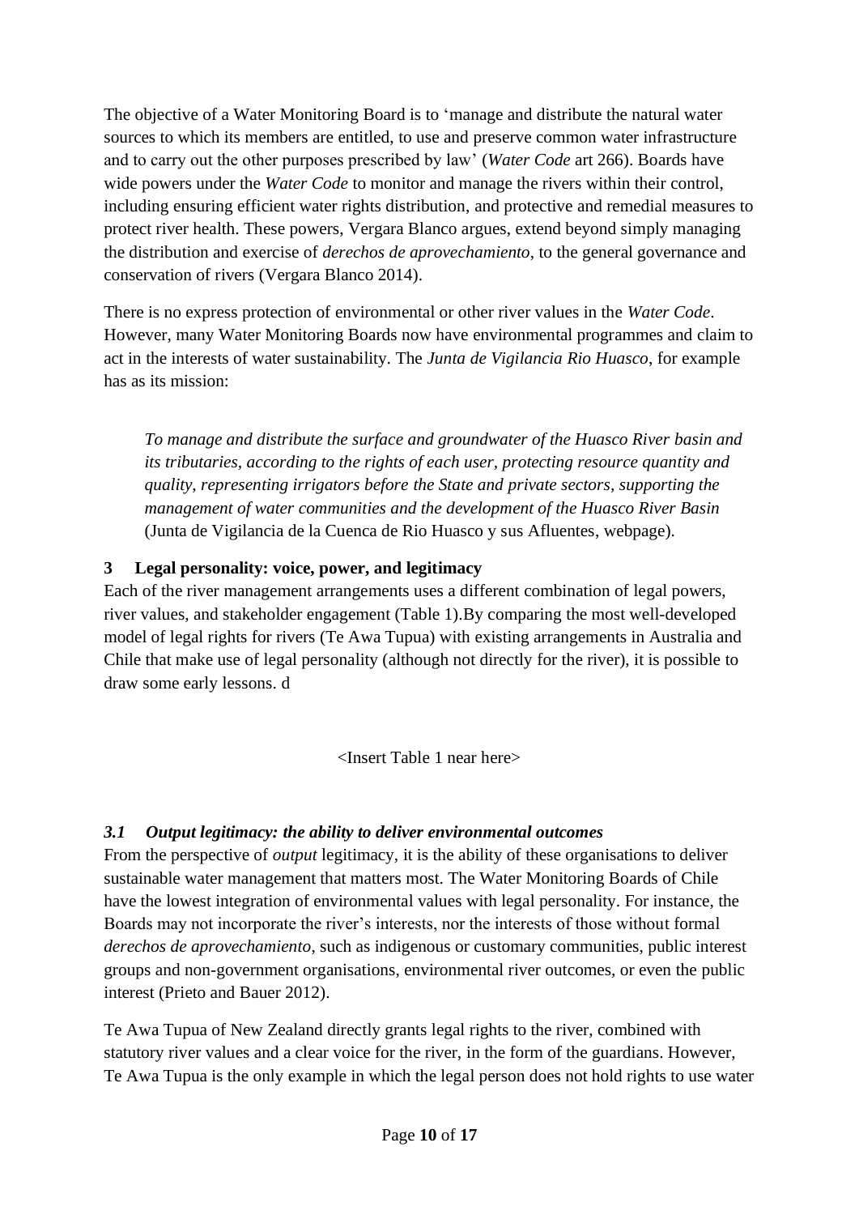The objective of a Water Monitoring Board is to 'manage and distribute the natural water sources to which its members are entitled, to use and preserve common water infrastructure and to carry out the other purposes prescribed by law' (*Water Code* art 266). Boards have wide powers under the *Water Code* to monitor and manage the rivers within their control, including ensuring efficient water rights distribution, and protective and remedial measures to protect river health. These powers, Vergara Blanco argues, extend beyond simply managing the distribution and exercise of *derechos de aprovechamiento*, to the general governance and conservation of rivers (Vergara Blanco 2014).

There is no express protection of environmental or other river values in the *Water Code*. However, many Water Monitoring Boards now have environmental programmes and claim to act in the interests of water sustainability. The *Junta de Vigilancia Rio Huasco*, for example has as its mission:

> *To manage and distribute the surface and groundwater of the Huasco River basin and its tributaries, according to the rights of each user, protecting resource quantity and quality, representing irrigators before the State and private sectors, supporting the management of water communities and the development of the Huasco River Basin* (Junta de Vigilancia de la Cuenca de Rio Huasco y sus Afluentes, webpage).

## 3 Legal personality: voice, power, and legitimacy

Each of the river management arrangements uses a different combination of legal powers, river values, and stakeholder engagement (Table 1).By comparing the most well-developed model of legal rights for rivers (Te Awa Tupua) with existing arrangements in Australia and Chile that make use of legal personality (although not directly for the river), it is possible to draw some early lessons. d

<Insert Table 1 near here>

### *3.1 Output legitimacy: the ability to deliver environmental outcomes*

From the perspective of *output* legitimacy, it is the ability of these organisations to deliver sustainable water management that matters most. The Water Monitoring Boards of Chile have the lowest integration of environmental values with legal personality. For instance, the Boards may not incorporate the river's interests, nor the interests of those without formal *derechos de aprovechamiento*, such as indigenous or customary communities, public interest groups and non-government organisations, environmental river outcomes, or even the public interest (Prieto and Bauer 2012).

Te Awa Tupua of New Zealand directly grants legal rights to the river, combined with statutory river values and a clear voice for the river, in the form of the guardians. However, Te Awa Tupua is the only example in which the legal person does not hold rights to use water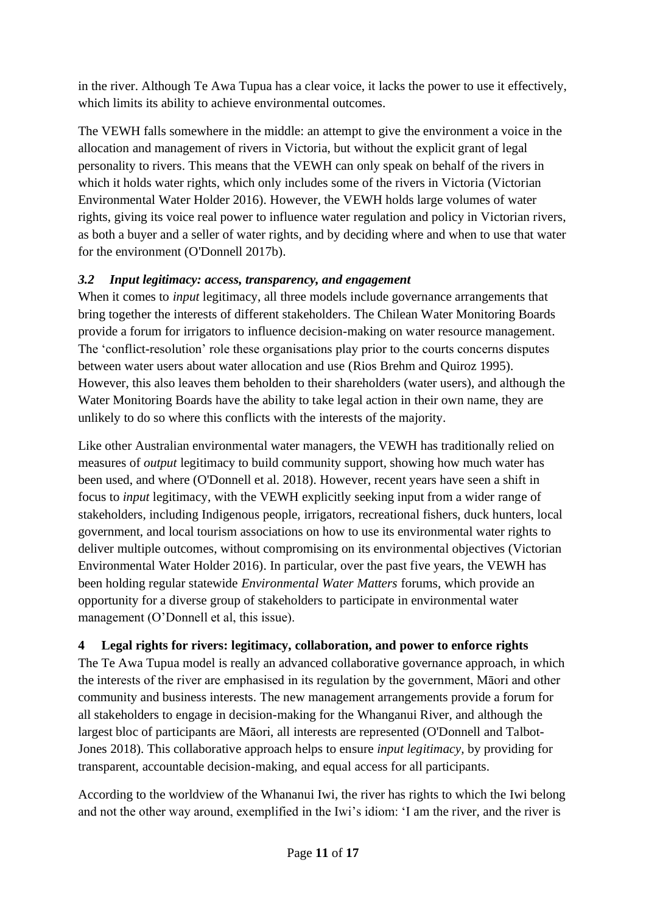in the river. Although Te Awa Tupua has a clear voice, it lacks the power to use it effectively, which limits its ability to achieve environmental outcomes.

The VEWH falls somewhere in the middle: an attempt to give the environment a voice in the allocation and management of rivers in Victoria, but without the explicit grant of legal personality to rivers. This means that the VEWH can only speak on behalf of the rivers in which it holds water rights, which only includes some of the rivers in Victoria (Victorian Environmental Water Holder 2016). However, the VEWH holds large volumes of water rights, giving its voice real power to influence water regulation and policy in Victorian rivers, as both a buyer and a seller of water rights, and by deciding where and when to use that water for the environment (O'Donnell 2017b).

### *3.2 Input legitimacy: access, transparency, and engagement*

When it comes to *input* legitimacy, all three models include governance arrangements that bring together the interests of different stakeholders. The Chilean Water Monitoring Boards provide a forum for irrigators to influence decision-making on water resource management. The 'conflict-resolution' role these organisations play prior to the courts concerns disputes between water users about water allocation and use (Rios Brehm and Quiroz 1995). However, this also leaves them beholden to their shareholders (water users), and although the Water Monitoring Boards have the ability to take legal action in their own name, they are unlikely to do so where this conflicts with the interests of the majority.

Like other Australian environmental water managers, the VEWH has traditionally relied on measures of *output* legitimacy to build community support, showing how much water has been used, and where (O'Donnell et al. 2018). However, recent years have seen a shift in focus to *input* legitimacy, with the VEWH explicitly seeking input from a wider range of stakeholders, including Indigenous people, irrigators, recreational fishers, duck hunters, local government, and local tourism associations on how to use its environmental water rights to deliver multiple outcomes, without compromising on its environmental objectives (Victorian Environmental Water Holder 2016). In particular, over the past five years, the VEWH has been holding regular statewide *Environmental Water Matters* forums, which provide an opportunity for a diverse group of stakeholders to participate in environmental water management (O'Donnell et al, this issue).

## 4 Legal rights for rivers: legitimacy, collaboration, and power to enforce rights

The Te Awa Tupua model is really an advanced collaborative governance approach, in which the interests of the river are emphasised in its regulation by the government, Māori and other community and business interests. The new management arrangements provide a forum for all stakeholders to engage in decision-making for the Whanganui River, and although the largest bloc of participants are Māori, all interests are represented (O'Donnell and Talbot-Jones 2018). This collaborative approach helps to ensure *input legitimacy,* by providing for transparent, accountable decision-making, and equal access for all participants.

According to the worldview of the Whananui Iwi, the river has rights to which the Iwi belong and not the other way around, exemplified in the Iwi's idiom: 'I am the river, and the river is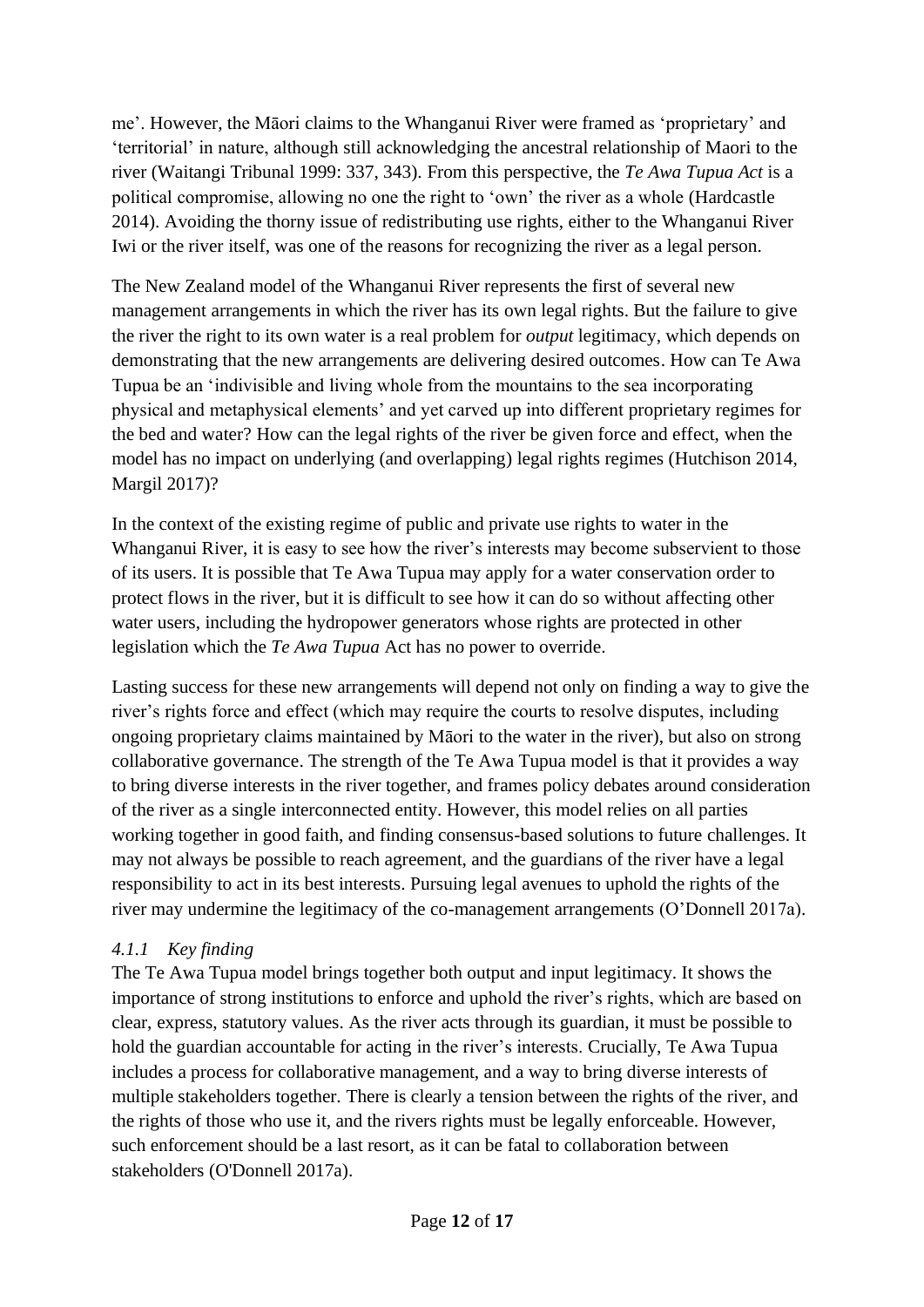me'. However, the Māori claims to the Whanganui River were framed as 'proprietary' and 'territorial' in nature, although still acknowledging the ancestral relationship of Maori to the river (Waitangi Tribunal 1999: 337, 343). From this perspective, the *Te Awa Tupua Act* is a political compromise, allowing no one the right to 'own' the river as a whole (Hardcastle 2014). Avoiding the thorny issue of redistributing use rights, either to the Whanganui River Iwi or the river itself, was one of the reasons for recognizing the river as a legal person.

The New Zealand model of the Whanganui River represents the first of several new management arrangements in which the river has its own legal rights. But the failure to give the river the right to its own water is a real problem for *output* legitimacy, which depends on demonstrating that the new arrangements are delivering desired outcomes. How can Te Awa Tupua be an 'indivisible and living whole from the mountains to the sea incorporating physical and metaphysical elements' and yet carved up into different proprietary regimes for the bed and water? How can the legal rights of the river be given force and effect, when the model has no impact on underlying (and overlapping) legal rights regimes (Hutchison 2014, Margil 2017)?

In the context of the existing regime of public and private use rights to water in the Whanganui River, it is easy to see how the river's interests may become subservient to those of its users. It is possible that Te Awa Tupua may apply for a water conservation order to protect flows in the river, but it is difficult to see how it can do so without affecting other water users, including the hydropower generators whose rights are protected in other legislation which the *Te Awa Tupua* Act has no power to override.

Lasting success for these new arrangements will depend not only on finding a way to give the river's rights force and effect (which may require the courts to resolve disputes, including ongoing proprietary claims maintained by Māori to the water in the river), but also on strong collaborative governance. The strength of the Te Awa Tupua model is that it provides a way to bring diverse interests in the river together, and frames policy debates around consideration of the river as a single interconnected entity. However, this model relies on all parties working together in good faith, and finding consensus-based solutions to future challenges. It may not always be possible to reach agreement, and the guardians of the river have a legal responsibility to act in its best interests. Pursuing legal avenues to uphold the rights of the river may undermine the legitimacy of the co-management arrangements (O'Donnell 2017a).

#### *4.1.1 Key finding*

The Te Awa Tupua model brings together both output and input legitimacy. It shows the importance of strong institutions to enforce and uphold the river's rights, which are based on clear, express, statutory values. As the river acts through its guardian, it must be possible to hold the guardian accountable for acting in the river's interests. Crucially, Te Awa Tupua includes a process for collaborative management, and a way to bring diverse interests of multiple stakeholders together. There is clearly a tension between the rights of the river, and the rights of those who use it, and the rivers rights must be legally enforceable. However, such enforcement should be a last resort, as it can be fatal to collaboration between stakeholders (O'Donnell 2017a).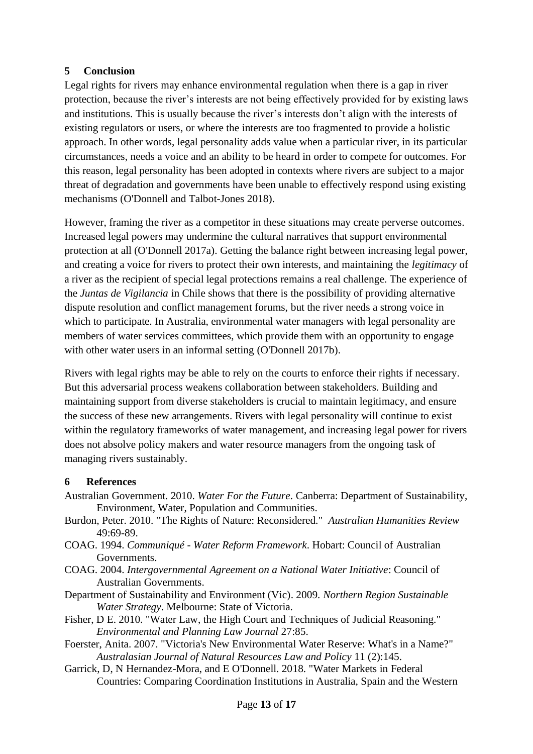## 5 Conclusion

Legal rights for rivers may enhance environmental regulation when there is a gap in river protection, because the river's interests are not being effectively provided for by existing laws and institutions. This is usually because the river's interests don't align with the interests of existing regulators or users, or where the interests are too fragmented to provide a holistic approach. In other words, legal personality adds value when a particular river, in its particular circumstances, needs a voice and an ability to be heard in order to compete for outcomes. For this reason, legal personality has been adopted in contexts where rivers are subject to a major threat of degradation and governments have been unable to effectively respond using existing mechanisms (O'Donnell and Talbot-Jones 2018).

However, framing the river as a competitor in these situations may create perverse outcomes. Increased legal powers may undermine the cultural narratives that support environmental protection at all (O'Donnell 2017a). Getting the balance right between increasing legal power, and creating a voice for rivers to protect their own interests, and maintaining the *legitimacy* of a river as the recipient of special legal protections remains a real challenge. The experience of the *Juntas de Vigilancia* in Chile shows that there is the possibility of providing alternative dispute resolution and conflict management forums, but the river needs a strong voice in which to participate. In Australia, environmental water managers with legal personality are members of water services committees, which provide them with an opportunity to engage with other water users in an informal setting (O'Donnell 2017b).

Rivers with legal rights may be able to rely on the courts to enforce their rights if necessary. But this adversarial process weakens collaboration between stakeholders. Building and maintaining support from diverse stakeholders is crucial to maintain legitimacy, and ensure the success of these new arrangements. Rivers with legal personality will continue to exist within the regulatory frameworks of water management, and increasing legal power for rivers does not absolve policy makers and water resource managers from the ongoing task of managing rivers sustainably.

## 6 References

Australian Government. 2010. *Water For the Future*. Canberra: Department of Sustainability, Environment, Water, Population and Communities.

Burdon, Peter. 2010. "The Rights of Nature: Reconsidered." *Australian Humanities Review* 49:69-89.

COAG. 1994. *Communiqué - Water Reform Framework*. Hobart: Council of Australian Governments.

COAG. 2004. *Intergovernmental Agreement on a National Water Initiative*: Council of Australian Governments.

Department of Sustainability and Environment (Vic). 2009. *Northern Region Sustainable Water Strategy*. Melbourne: State of Victoria.

Fisher, D E. 2010. "Water Law, the High Court and Techniques of Judicial Reasoning." *Environmental and Planning Law Journal* 27:85.

Foerster, Anita. 2007. "Victoria's New Environmental Water Reserve: What's in a Name?" *Australasian Journal of Natural Resources Law and Policy* 11 (2):145.

Garrick, D, N Hernandez-Mora, and E O'Donnell. 2018. "Water Markets in Federal Countries: Comparing Coordination Institutions in Australia, Spain and the Western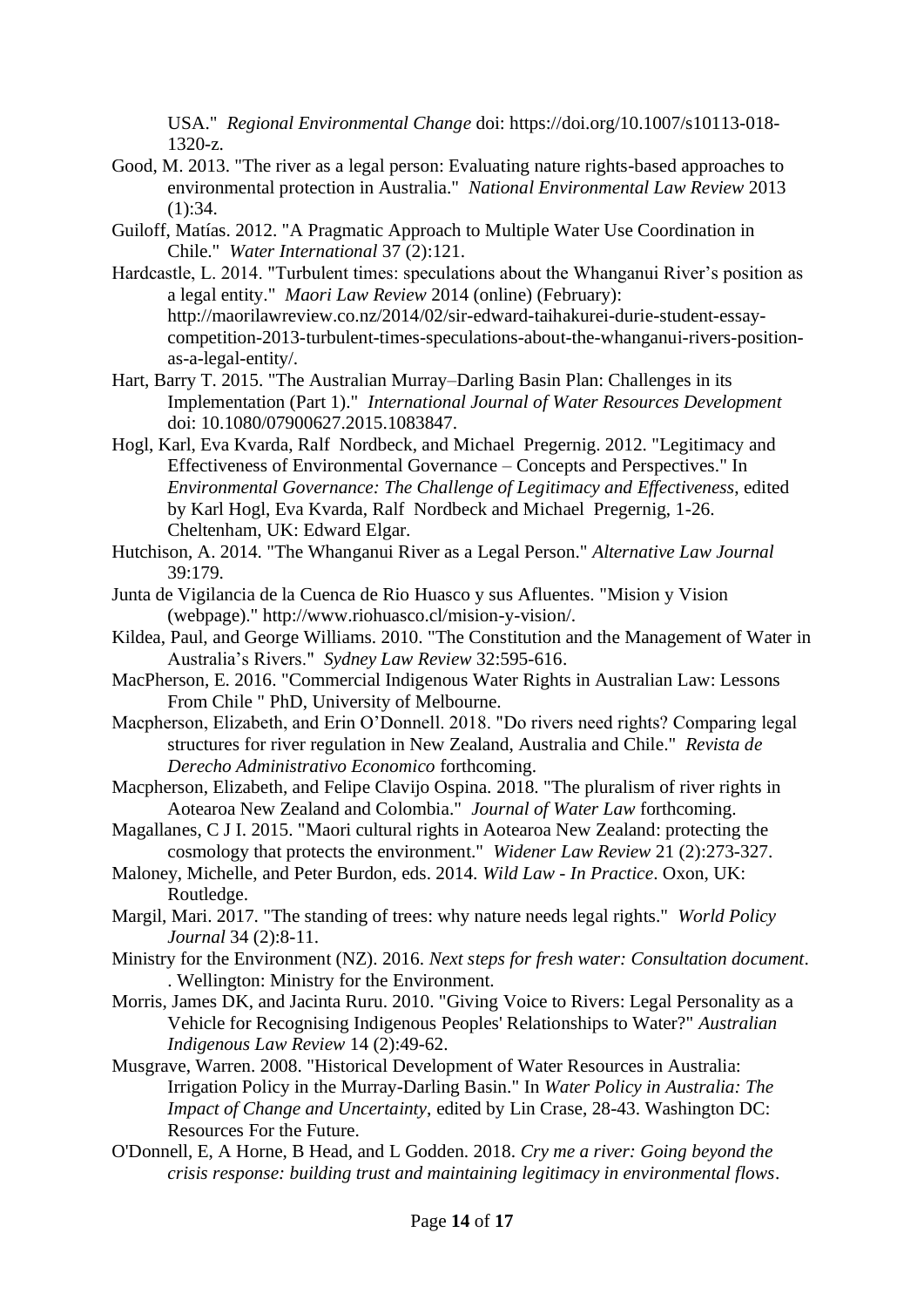USA." *Regional Environmental Change* doi: https://doi.org/10.1007/s10113-018-1320-z.

Good, M. 2013. "The river as a legal person: Evaluating nature rights-based approaches to environmental protection in Australia." *National Environmental Law Review* 2013 (1):34.

Guiloff, Matías. 2012. "A Pragmatic Approach to Multiple Water Use Coordination in Chile." *Water International* 37 (2):121.

Hardcastle, L. 2014. "Turbulent times: speculations about the Whanganui River's position as a legal entity." *Maori Law Review* 2014 (online) (February): http://maorilawreview.co.nz/2014/02/sir-edward-taihakurei-durie-student-essay-competition-2013-turbulent-times-speculations-about-the-whanganui-rivers-position-as-a-legal-entity/.

Hart, Barry T. 2015. "The Australian Murray–Darling Basin Plan: Challenges in its Implementation (Part 1)." *International Journal of Water Resources Development* doi: 10.1080/07900627.2015.1083847.

Hogl, Karl, Eva Kvarda, Ralf Nordbeck, and Michael Pregernig. 2012. "Legitimacy and Effectiveness of Environmental Governance – Concepts and Perspectives." In *Environmental Governance: The Challenge of Legitimacy and Effectiveness*, edited by Karl Hogl, Eva Kvarda, Ralf Nordbeck and Michael Pregernig, 1-26. Cheltenham, UK: Edward Elgar.

Hutchison, A. 2014. "The Whanganui River as a Legal Person." *Alternative Law Journal* 39:179.

Junta de Vigilancia de la Cuenca de Rio Huasco y sus Afluentes. "Mision y Vision (webpage)." http://www.riohuasco.cl/mision-y-vision/.

Kildea, Paul, and George Williams. 2010. "The Constitution and the Management of Water in Australia's Rivers." *Sydney Law Review* 32:595-616.

MacPherson, E. 2016. "Commercial Indigenous Water Rights in Australian Law: Lessons From Chile " PhD, University of Melbourne.

Macpherson, Elizabeth, and Erin O'Donnell. 2018. "Do rivers need rights? Comparing legal structures for river regulation in New Zealand, Australia and Chile." *Revista de Derecho Administrativo Economico* forthcoming.

Macpherson, Elizabeth, and Felipe Clavijo Ospina. 2018. "The pluralism of river rights in Aotearoa New Zealand and Colombia." *Journal of Water Law* forthcoming.

Magallanes, C J I. 2015. "Maori cultural rights in Aotearoa New Zealand: protecting the cosmology that protects the environment." *Widener Law Review* 21 (2):273-327.

Maloney, Michelle, and Peter Burdon, eds. 2014. *Wild Law - In Practice*. Oxon, UK: Routledge.

Margil, Mari. 2017. "The standing of trees: why nature needs legal rights." *World Policy Journal* 34 (2):8-11.

Ministry for the Environment (NZ). 2016. *Next steps for fresh water: Consultation document*. . Wellington: Ministry for the Environment.

Morris, James DK, and Jacinta Ruru. 2010. "Giving Voice to Rivers: Legal Personality as a Vehicle for Recognising Indigenous Peoples' Relationships to Water?" *Australian Indigenous Law Review* 14 (2):49-62.

Musgrave, Warren. 2008. "Historical Development of Water Resources in Australia: Irrigation Policy in the Murray-Darling Basin." In *Water Policy in Australia: The Impact of Change and Uncertainty*, edited by Lin Crase, 28-43. Washington DC: Resources For the Future.

O'Donnell, E, A Horne, B Head, and L Godden. 2018. *Cry me a river: Going beyond the crisis response: building trust and maintaining legitimacy in environmental flows*.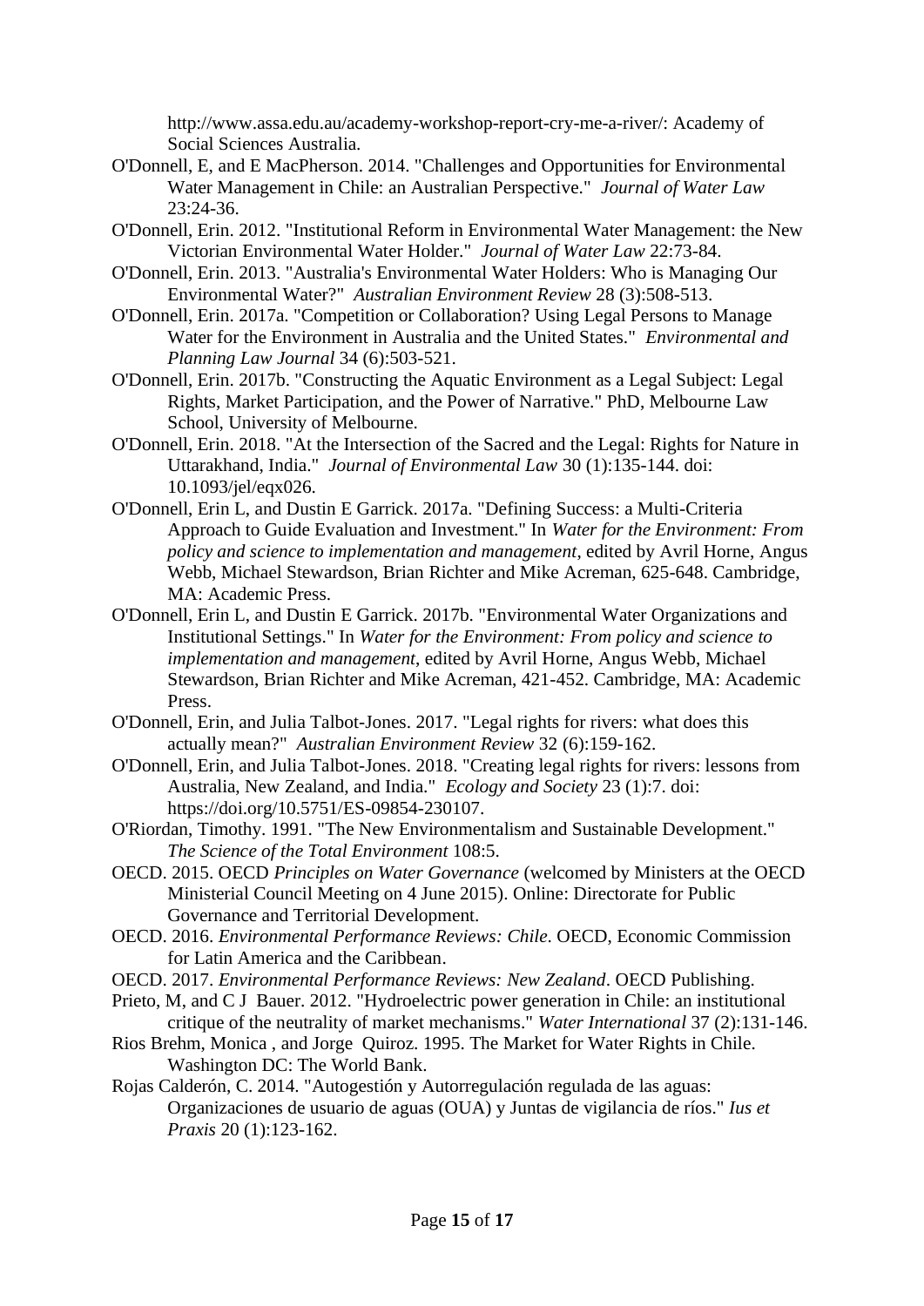http://www.assa.edu.au/academy-workshop-report-cry-me-a-river/: Academy of Social Sciences Australia.

O'Donnell, E, and E MacPherson. 2014. "Challenges and Opportunities for Environmental Water Management in Chile: an Australian Perspective." *Journal of Water Law* 23:24-36.

O'Donnell, Erin. 2012. "Institutional Reform in Environmental Water Management: the New Victorian Environmental Water Holder." *Journal of Water Law* 22:73-84.

O'Donnell, Erin. 2013. "Australia's Environmental Water Holders: Who is Managing Our Environmental Water?" *Australian Environment Review* 28 (3):508-513.

O'Donnell, Erin. 2017a. "Competition or Collaboration? Using Legal Persons to Manage Water for the Environment in Australia and the United States." *Environmental and Planning Law Journal* 34 (6):503-521.

O'Donnell, Erin. 2017b. "Constructing the Aquatic Environment as a Legal Subject: Legal Rights, Market Participation, and the Power of Narrative." PhD, Melbourne Law School, University of Melbourne.

O'Donnell, Erin. 2018. "At the Intersection of the Sacred and the Legal: Rights for Nature in Uttarakhand, India." *Journal of Environmental Law* 30 (1):135-144. doi: 10.1093/jel/eqx026.

O'Donnell, Erin L, and Dustin E Garrick. 2017a. "Defining Success: a Multi-Criteria Approach to Guide Evaluation and Investment." In *Water for the Environment: From policy and science to implementation and management*, edited by Avril Horne, Angus Webb, Michael Stewardson, Brian Richter and Mike Acreman, 625-648. Cambridge, MA: Academic Press.

O'Donnell, Erin L, and Dustin E Garrick. 2017b. "Environmental Water Organizations and Institutional Settings." In *Water for the Environment: From policy and science to implementation and management*, edited by Avril Horne, Angus Webb, Michael Stewardson, Brian Richter and Mike Acreman, 421-452. Cambridge, MA: Academic Press.

O'Donnell, Erin, and Julia Talbot-Jones. 2017. "Legal rights for rivers: what does this actually mean?" *Australian Environment Review* 32 (6):159-162.

O'Donnell, Erin, and Julia Talbot-Jones. 2018. "Creating legal rights for rivers: lessons from Australia, New Zealand, and India." *Ecology and Society* 23 (1):7. doi: https://doi.org/10.5751/ES-09854-230107.

O'Riordan, Timothy. 1991. "The New Environmentalism and Sustainable Development." *The Science of the Total Environment* 108:5.

OECD. 2015. OECD *Principles on Water Governance* (welcomed by Ministers at the OECD Ministerial Council Meeting on 4 June 2015). Online: Directorate for Public Governance and Territorial Development.

OECD. 2016. *Environmental Performance Reviews: Chile*. OECD, Economic Commission for Latin America and the Caribbean.

OECD. 2017. *Environmental Performance Reviews: New Zealand*. OECD Publishing.

Prieto, M, and C J Bauer. 2012. "Hydroelectric power generation in Chile: an institutional critique of the neutrality of market mechanisms." *Water International* 37 (2):131-146.

Rios Brehm, Monica , and Jorge Quiroz. 1995. The Market for Water Rights in Chile. Washington DC: The World Bank.

Rojas Calderón, C. 2014. "Autogestión y Autorregulación regulada de las aguas: Organizaciones de usuario de aguas (OUA) y Juntas de vigilancia de ríos." *Ius et Praxis* 20 (1):123-162.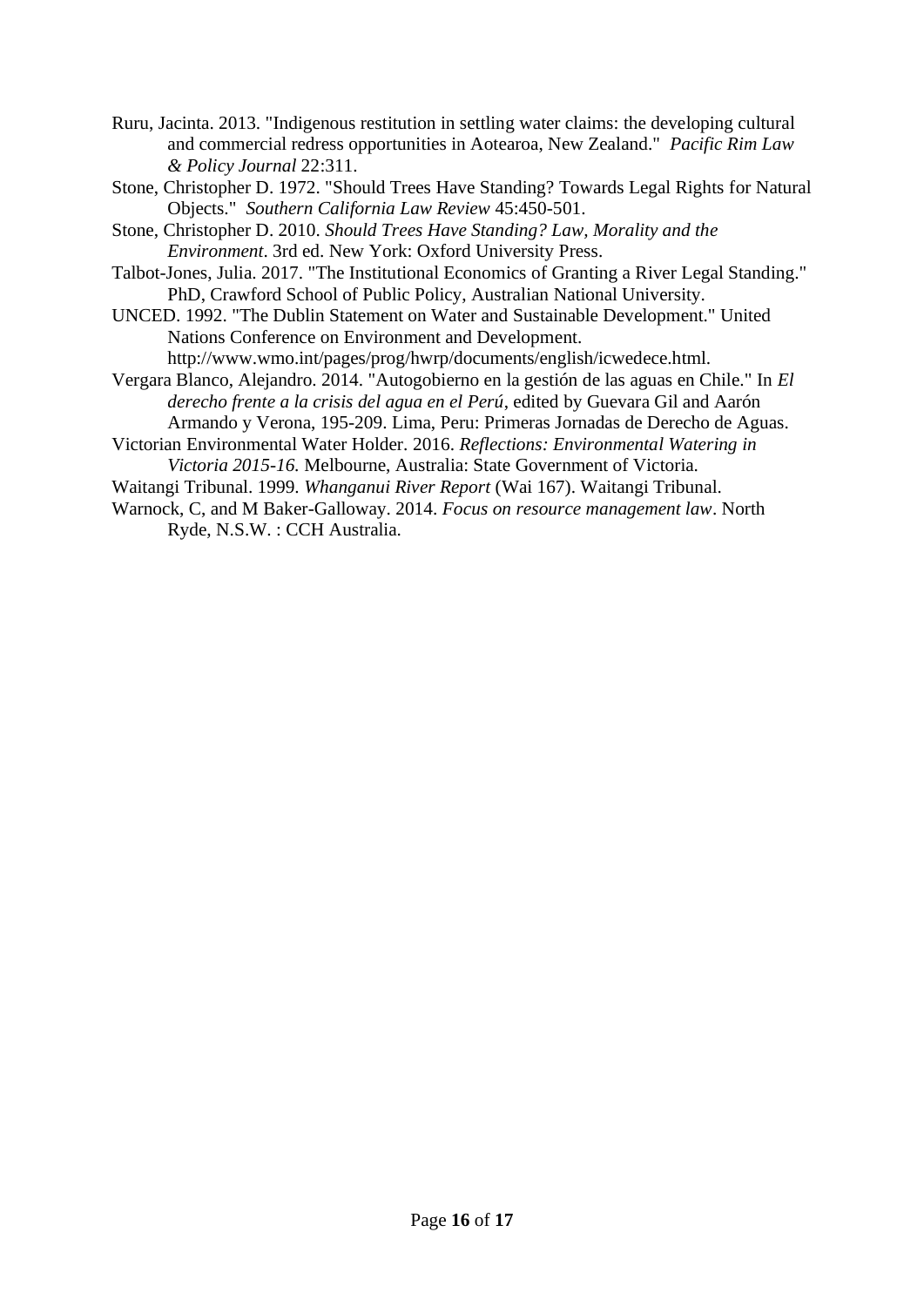Ruru, Jacinta. 2013. "Indigenous restitution in settling water claims: the developing cultural and commercial redress opportunities in Aotearoa, New Zealand." *Pacific Rim Law & Policy Journal* 22:311.

Stone, Christopher D. 1972. "Should Trees Have Standing? Towards Legal Rights for Natural Objects." *Southern California Law Review* 45:450-501.

Stone, Christopher D. 2010. *Should Trees Have Standing? Law, Morality and the Environment*. 3rd ed. New York: Oxford University Press.

Talbot-Jones, Julia. 2017. "The Institutional Economics of Granting a River Legal Standing." PhD, Crawford School of Public Policy, Australian National University.

UNCED. 1992. "The Dublin Statement on Water and Sustainable Development." United Nations Conference on Environment and Development. http://www.wmo.int/pages/prog/hwrp/documents/english/icwedece.html.

Vergara Blanco, Alejandro. 2014. "Autogobierno en la gestión de las aguas en Chile." In *El derecho frente a la crisis del agua en el Perú*, edited by Guevara Gil and Aarón Armando y Verona, 195-209. Lima, Peru: Primeras Jornadas de Derecho de Aguas.

Victorian Environmental Water Holder. 2016. *Reflections: Environmental Watering in Victoria 2015-16.* Melbourne, Australia: State Government of Victoria.

Waitangi Tribunal. 1999. *Whanganui River Report* (Wai 167). Waitangi Tribunal.

Warnock, C, and M Baker-Galloway. 2014. *Focus on resource management law*. North Ryde, N.S.W. : CCH Australia.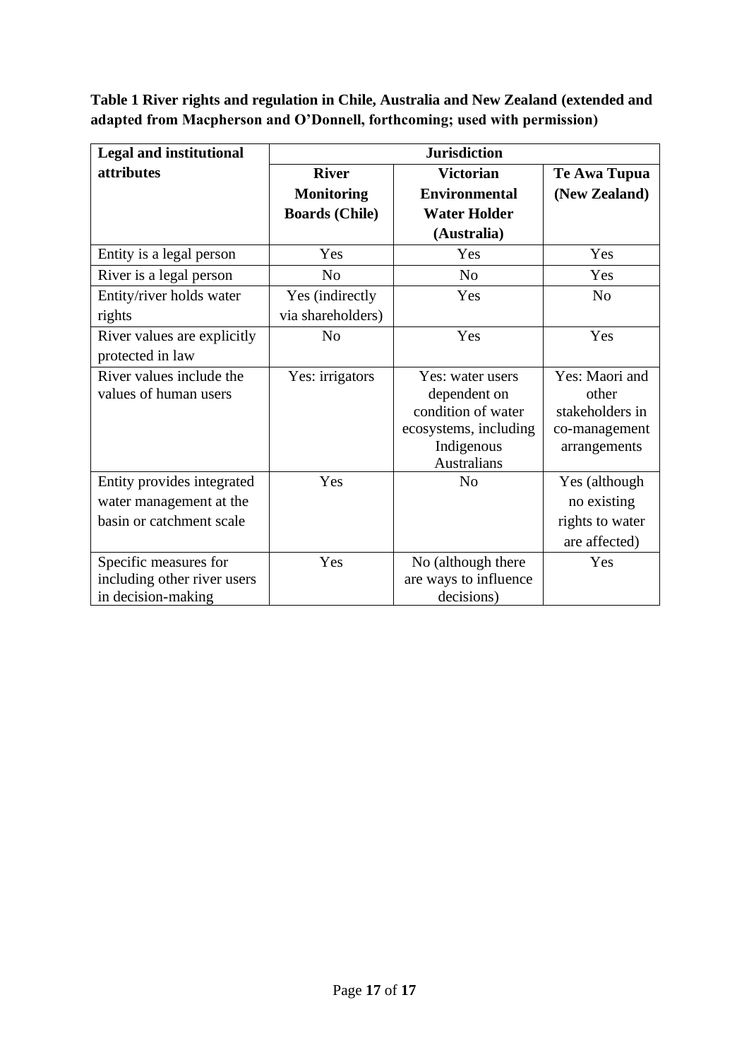**Table 1 River rights and regulation in Chile, Australia and New Zealand (extended and adapted from Macpherson and O'Donnell, forthcoming; used with permission)**

| Legal and institutional attributes | Jurisdiction | | |
|---|---|---|---|
| | **River Monitoring Boards (Chile)** | **Victorian Environmental Water Holder (Australia)** | **Te Awa Tupua (New Zealand)** |
| Entity is a legal person | Yes | Yes | Yes |
| River is a legal person | No | No | Yes |
| Entity/river holds water rights | Yes (indirectly via shareholders) | Yes | No |
| River values are explicitly protected in law | No | Yes | Yes |
| River values include the values of human users | Yes: irrigators | Yes: water users dependent on condition of water ecosystems, including Indigenous Australians | Yes: Maori and other stakeholders in co-management arrangements |
| Entity provides integrated water management at the basin or catchment scale | Yes | No | Yes (although no existing rights to water are affected) |
| Specific measures for including other river users in decision-making | Yes | No (although there are ways to influence decisions) | Yes |